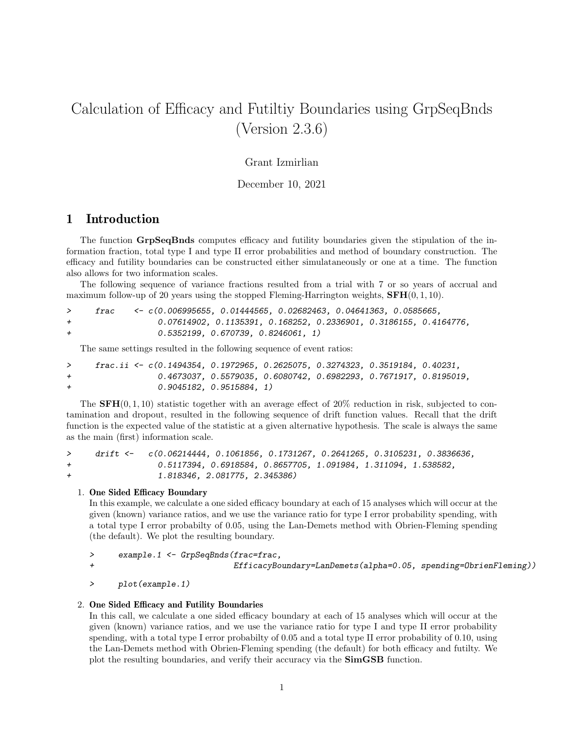# Calculation of Efficacy and Futiltiy Boundaries using GrpSeqBnds (Version 2.3.6)

Grant Izmirlian

December 10, 2021

## 1 Introduction

The function **GrpSeqBnds** computes efficacy and futility boundaries given the stipulation of the information fraction, total type I and type II error probabilities and method of boundary construction. The efficacy and futility boundaries can be constructed either simulataneously or one at a time. The function also allows for two information scales.

The following sequence of variance fractions resulted from a trial with 7 or so years of accrual and maximum follow-up of 20 years using the stopped Fleming-Harrington weights, $\mathbf{SFH}(0, 1, 10)$.

```
>      frac    <- c(0.006995655, 0.01444565, 0.02682463, 0.04641363, 0.0585665,
+                  0.07614902, 0.1135391, 0.168252, 0.2336901, 0.3186155, 0.4164776,
+                  0.5352199, 0.670739, 0.8246061, 1)
```

The same settings resulted in the following sequence of event ratios:

```
>      frac.ii <- c(0.1494354, 0.1972965, 0.2625075, 0.3274323, 0.3519184, 0.40231,
+                  0.4673037, 0.5579035, 0.6080742, 0.6982293, 0.7671917, 0.8195019,
+                  0.9045182, 0.9515884, 1)
```

The $\mathbf{SFH}(0, 1, 10)$ statistic together with an average effect of 20% reduction in risk, subjected to contamination and dropout, resulted in the following sequence of drift function values. Recall that the drift function is the expected value of the statistic at a given alternative hypothesis. The scale is always the same as the main (first) information scale.

```
>      drift <-   c(0.06214444, 0.1061856, 0.1731267, 0.2641265, 0.3105231, 0.3836636,
+                  0.5117394, 0.6918584, 0.8657705, 1.091984, 1.311094, 1.538582,
+                  1.818346, 2.081775, 2.345386)
```

1. **One Sided Efficacy Boundary**
   In this example, we calculate a one sided efficacy boundary at each of 15 analyses which will occur at the given (known) variance ratios, and we use the variance ratio for type I error probability spending, with a total type I error probabilty of 0.05, using the Lan-Demets method with Obrien-Fleming spending (the default). We plot the resulting boundary.

   ```
   >      example.1 <- GrpSeqBnds(frac=frac,
   +                             EfficacyBoundary=LanDemets(alpha=0.05, spending=ObrienFleming))
   ```

   ```
   >      plot(example.1)
   ```

2. **One Sided Efficacy and Futility Boundaries**
   In this call, we calculate a one sided efficacy boundary at each of 15 analyses which will occur at the given (known) variance ratios, and we use the variance ratio for type I and type II error probability spending, with a total type I error probabilty of 0.05 and a total type II error probability of 0.10, using the Lan-Demets method with Obrien-Fleming spending (the default) for both efficacy and futilty. We plot the resulting boundaries, and verify their accuracy via the **SimGSB** function.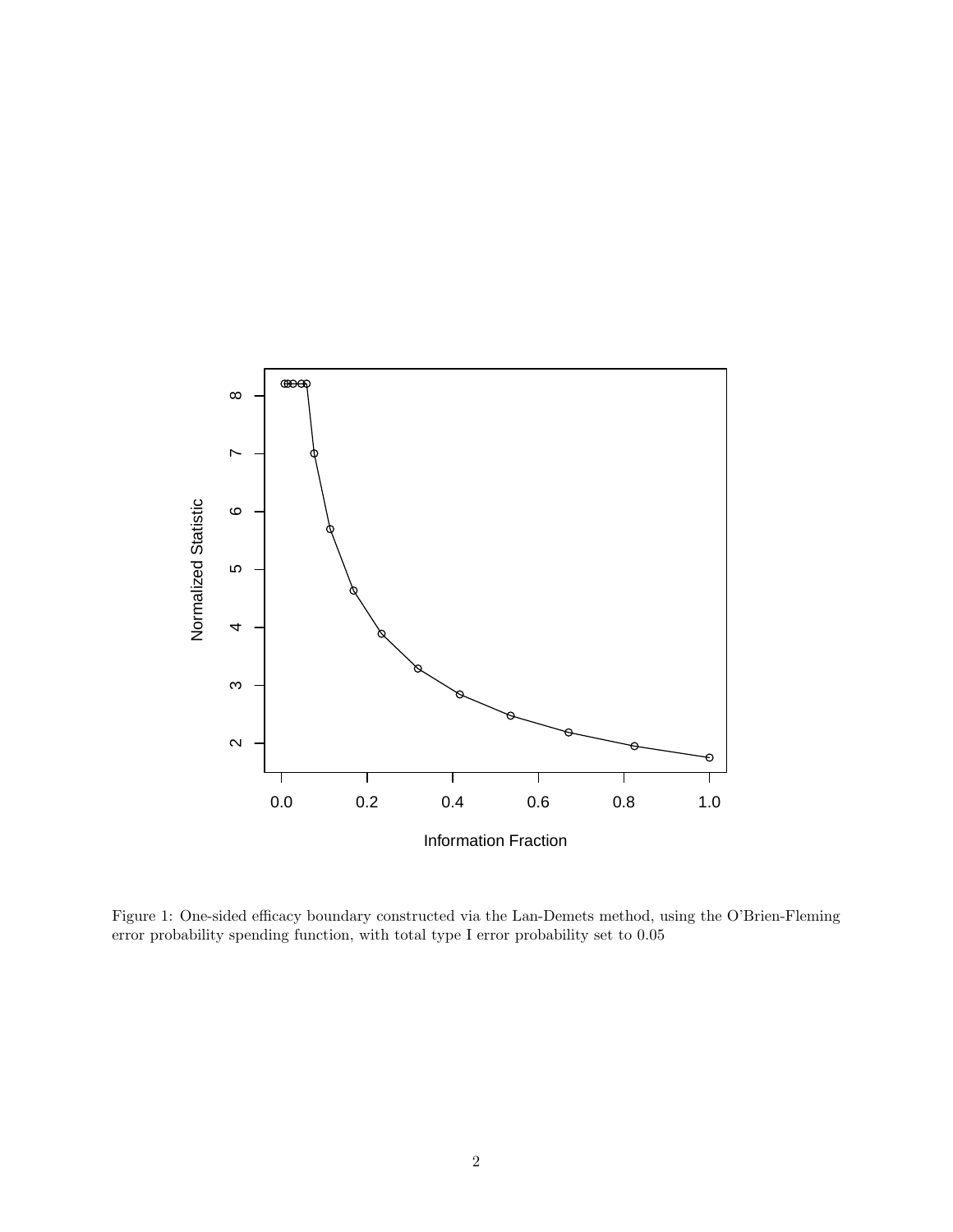Figure 1: One-sided efficacy boundary constructed via the Lan-Demets method, using the O'Brien-Fleming error probability spending function, with total type I error probability set to 0.05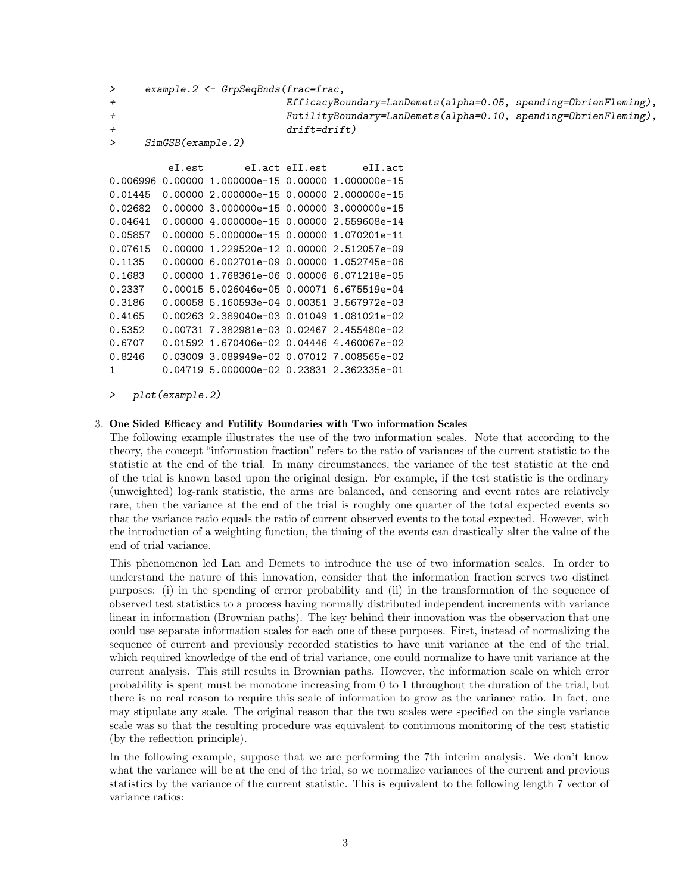```
>     example.2 <- GrpSeqBnds(frac=frac,
+                             EfficacyBoundary=LanDemets(alpha=0.05, spending=ObrienFleming),
+                             FutilityBoundary=LanDemets(alpha=0.10, spending=ObrienFleming),
+                             drift=drift)
>     SimGSB(example.2)

          eI.est       eI.act eII.est       eII.act
0.006996 0.00000 1.000000e-15 0.00000 1.000000e-15
0.01445  0.00000 2.000000e-15 0.00000 2.000000e-15
0.02682  0.00000 3.000000e-15 0.00000 3.000000e-15
0.04641  0.00000 4.000000e-15 0.00000 2.559608e-14
0.05857  0.00000 5.000000e-15 0.00000 1.070201e-11
0.07615  0.00000 1.229520e-12 0.00000 2.512057e-09
0.1135   0.00000 6.002701e-09 0.00000 1.052745e-06
0.1683   0.00000 1.768361e-06 0.00006 6.071218e-05
0.2337   0.00015 5.026046e-05 0.00071 6.675519e-04
0.3186   0.00058 5.160593e-04 0.00351 3.567972e-03
0.4165   0.00263 2.389040e-03 0.01049 1.081021e-02
0.5352   0.00731 7.382981e-03 0.02467 2.455480e-02
0.6707   0.01592 1.670406e-02 0.04446 4.460067e-02
0.8246   0.03009 3.089949e-02 0.07012 7.008565e-02
1        0.04719 5.000000e-02 0.23831 2.362335e-01

>   plot(example.2)
```

3. **One Sided Efficacy and Futility Boundaries with Two information Scales**

   The following example illustrates the use of the two information scales. Note that according to the theory, the concept "information fraction" refers to the ratio of variances of the current statistic to the statistic at the end of the trial. In many circumstances, the variance of the test statistic at the end of the trial is known based upon the original design. For example, if the test statistic is the ordinary (unweighted) log-rank statistic, the arms are balanced, and censoring and event rates are relatively rare, then the variance at the end of the trial is roughly one quarter of the total expected events so that the variance ratio equals the ratio of current observed events to the total expected. However, with the introduction of a weighting function, the timing of the events can drastically alter the value of the end of trial variance.

   This phenomenon led Lan and Demets to introduce the use of two information scales. In order to understand the nature of this innovation, consider that the information fraction serves two distinct purposes: (i) in the spending of errror probability and (ii) in the transformation of the sequence of observed test statistics to a process having normally distributed independent increments with variance linear in information (Brownian paths). The key behind their innovation was the observation that one could use separate information scales for each one of these purposes. First, instead of normalizing the sequence of current and previously recorded statistics to have unit variance at the end of the trial, which required knowledge of the end of trial variance, one could normalize to have unit variance at the current analysis. This still results in Brownian paths. However, the information scale on which error probability is spent must be monotone increasing from 0 to 1 throughout the duration of the trial, but there is no real reason to require this scale of information to grow as the variance ratio. In fact, one may stipulate any scale. The original reason that the two scales were specified on the single variance scale was so that the resulting procedure was equivalent to continuous monitoring of the test statistic (by the reflection principle).

   In the following example, suppose that we are performing the 7th interim analysis. We don't know what the variance will be at the end of the trial, so we normalize variances of the current and previous statistics by the variance of the current statistic. This is equivalent to the following length 7 vector of variance ratios: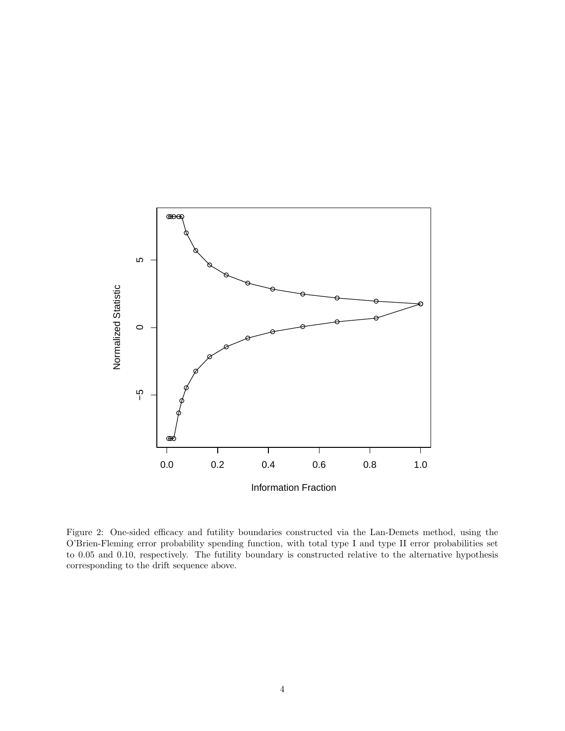Figure 2: One-sided efficacy and futility boundaries constructed via the Lan-Demets method, using the O'Brien-Fleming error probability spending function, with total type I and type II error probabilities set to 0.05 and 0.10, respectively. The futility boundary is constructed relative to the alternative hypothesis corresponding to the drift sequence above.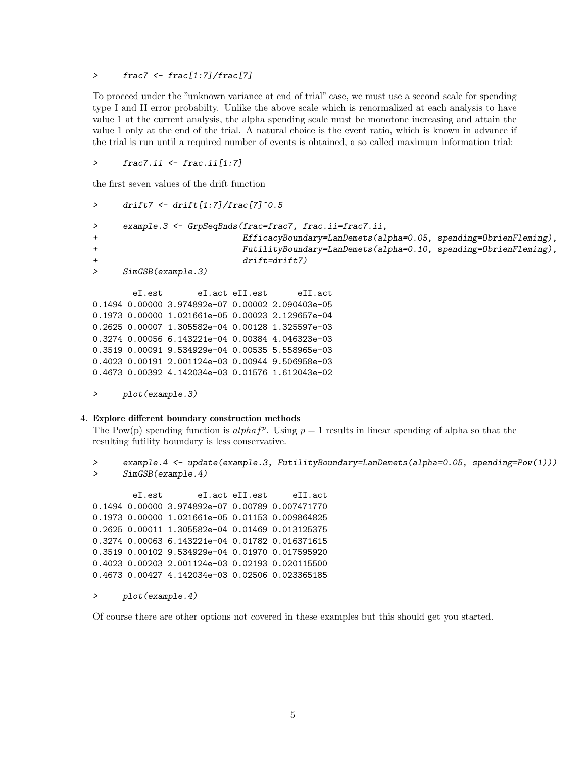```
>     frac7 <- frac[1:7]/frac[7]
```

To proceed under the "unknown variance at end of trial" case, we must use a second scale for spending type I and II error probabilty. Unlike the above scale which is renormalized at each analysis to have value 1 at the current analysis, the alpha spending scale must be monotone increasing and attain the value 1 only at the end of the trial. A natural choice is the event ratio, which is known in advance if the trial is run until a required number of events is obtained, a so called maximum information trial:

```
>     frac7.ii <- frac.ii[1:7]
```

the first seven values of the drift function

```
>     drift7 <- drift[1:7]/frac[7]^0.5

>     example.3 <- GrpSeqBnds(frac=frac7, frac.ii=frac7.ii,
+                             EfficacyBoundary=LanDemets(alpha=0.05, spending=ObrienFleming),
+                             FutilityBoundary=LanDemets(alpha=0.10, spending=ObrienFleming),
+                             drift=drift7)
>     SimGSB(example.3)

        eI.est       eI.act eII.est      eII.act
0.1494 0.00000 3.974892e-07 0.00002 2.090403e-05
0.1973 0.00000 1.021661e-05 0.00023 2.129657e-04
0.2625 0.00007 1.305582e-04 0.00128 1.325597e-03
0.3274 0.00056 6.143221e-04 0.00384 4.046323e-03
0.3519 0.00091 9.534929e-04 0.00535 5.558965e-03
0.4023 0.00191 2.001124e-03 0.00944 9.506958e-03
0.4673 0.00392 4.142034e-03 0.01576 1.612043e-02

>     plot(example.3)
```

4. **Explore different boundary construction methods**
   The Pow(p) spending function is $alphaf^p$. Using $p = 1$ results in linear spending of alpha so that the resulting futility boundary is less conservative.

```
>     example.4 <- update(example.3, FutilityBoundary=LanDemets(alpha=0.05, spending=Pow(1)))
>     SimGSB(example.4)

        eI.est       eI.act eII.est     eII.act
0.1494 0.00000 3.974892e-07 0.00789 0.007471770
0.1973 0.00000 1.021661e-05 0.01153 0.009864825
0.2625 0.00011 1.305582e-04 0.01469 0.013125375
0.3274 0.00063 6.143221e-04 0.01782 0.016371615
0.3519 0.00102 9.534929e-04 0.01970 0.017595920
0.4023 0.00203 2.001124e-03 0.02193 0.020115500
0.4673 0.00427 4.142034e-03 0.02506 0.023365185

>     plot(example.4)
```

Of course there are other options not covered in these examples but this should get you started.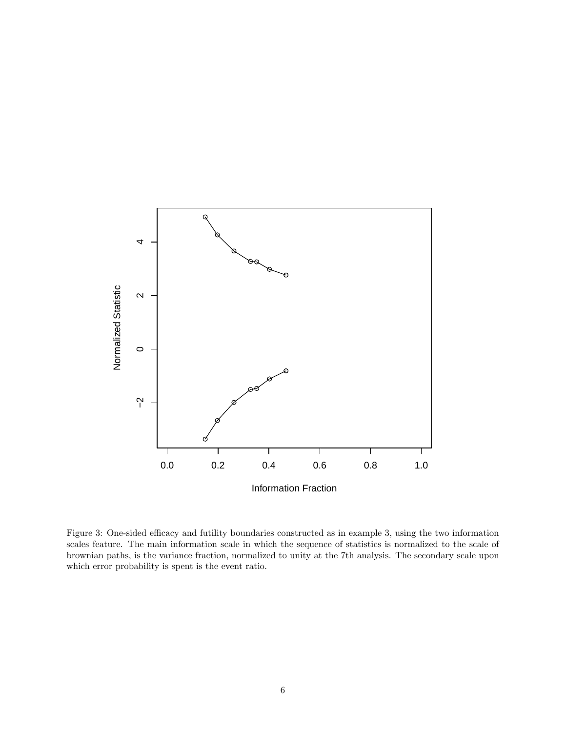Figure 3: One-sided efficacy and futility boundaries constructed as in example 3, using the two information scales feature. The main information scale in which the sequence of statistics is normalized to the scale of brownian paths, is the variance fraction, normalized to unity at the 7th analysis. The secondary scale upon which error probability is spent is the event ratio.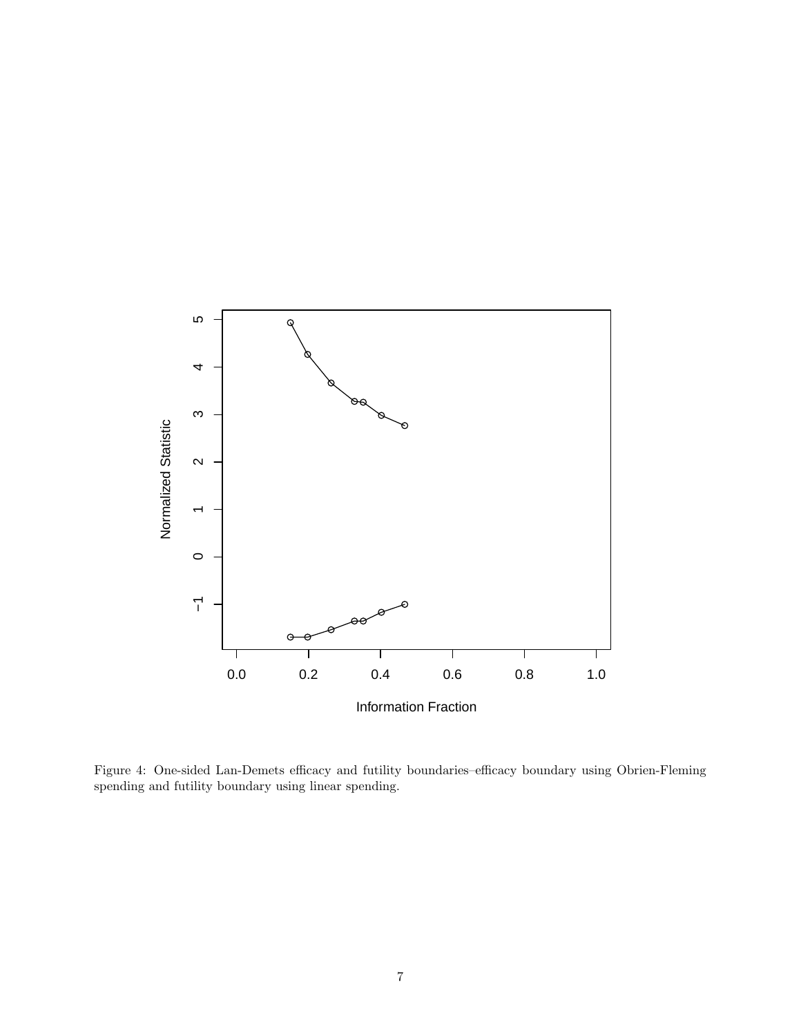Normalized Statistic

5
4
3
2
1
0
−1

0.0
0.2
0.4
0.6
0.8
1.0

Information Fraction

Figure 4: One-sided Lan-Demets efficacy and futility boundaries–efficacy boundary using Obrien-Fleming spending and futility boundary using linear spending.